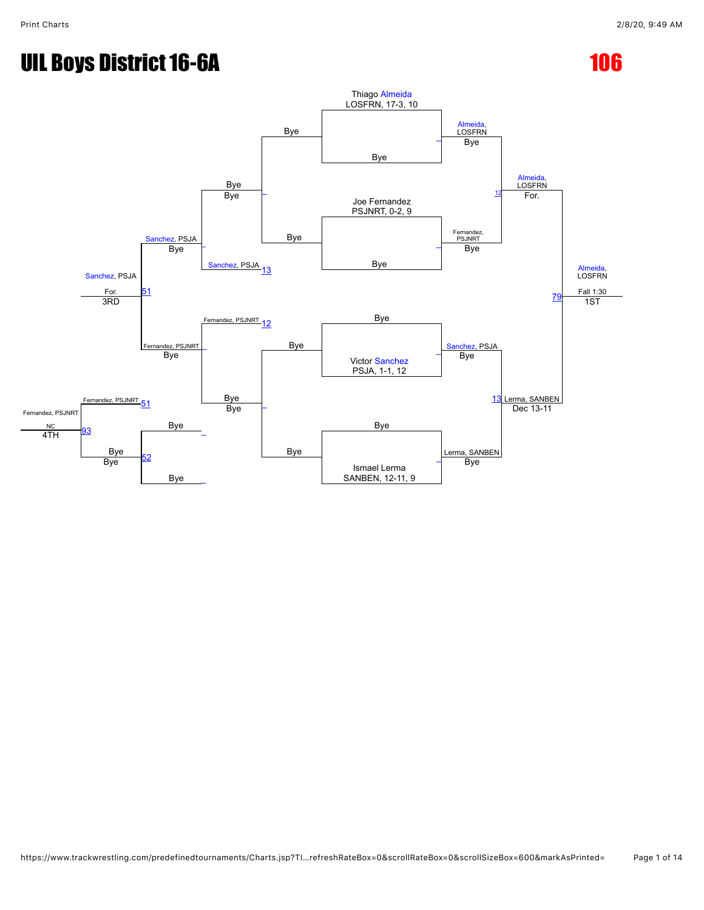# UIL Boys District 16-6A

# 106

## Championship Bracket

**First Round**

- Thiago Almeida, LOSFRN, 17-3, 10 vs. Bye — Almeida, LOSFRN (Bye)
- Joe Fernandez, PSJNRT, 0-2, 9 vs. Bye — Fernandez, PSJNRT (Bye)
- Bye vs. Victor Sanchez, PSJA, 1-1, 12 — Sanchez, PSJA (Bye)
- Bye vs. Ismael Lerma, SANBEN, 12-11, 9 — Lerma, SANBEN (Bye)

**Semifinals**

- 12: Almeida, LOSFRN over Fernandez, PSJNRT — For.
- 13: Lerma, SANBEN over Sanchez, PSJA — Dec 13-11

**Final**

- 79: Almeida, LOSFRN over Lerma, SANBEN — Fall 1:30 — **1ST**

## Consolation Bracket

- Bye vs. Bye
- Bye vs. Bye
- 13: Sanchez, PSJA (Bye)
- 12: Fernandez, PSJNRT (Bye)
- 51: Sanchez, PSJA over Fernandez, PSJNRT — For. — **3RD**
- 51: Fernandez, PSJNRT
- 52: Bye vs. Bye — Bye
- 93: Fernandez, PSJNRT — NC — **4TH**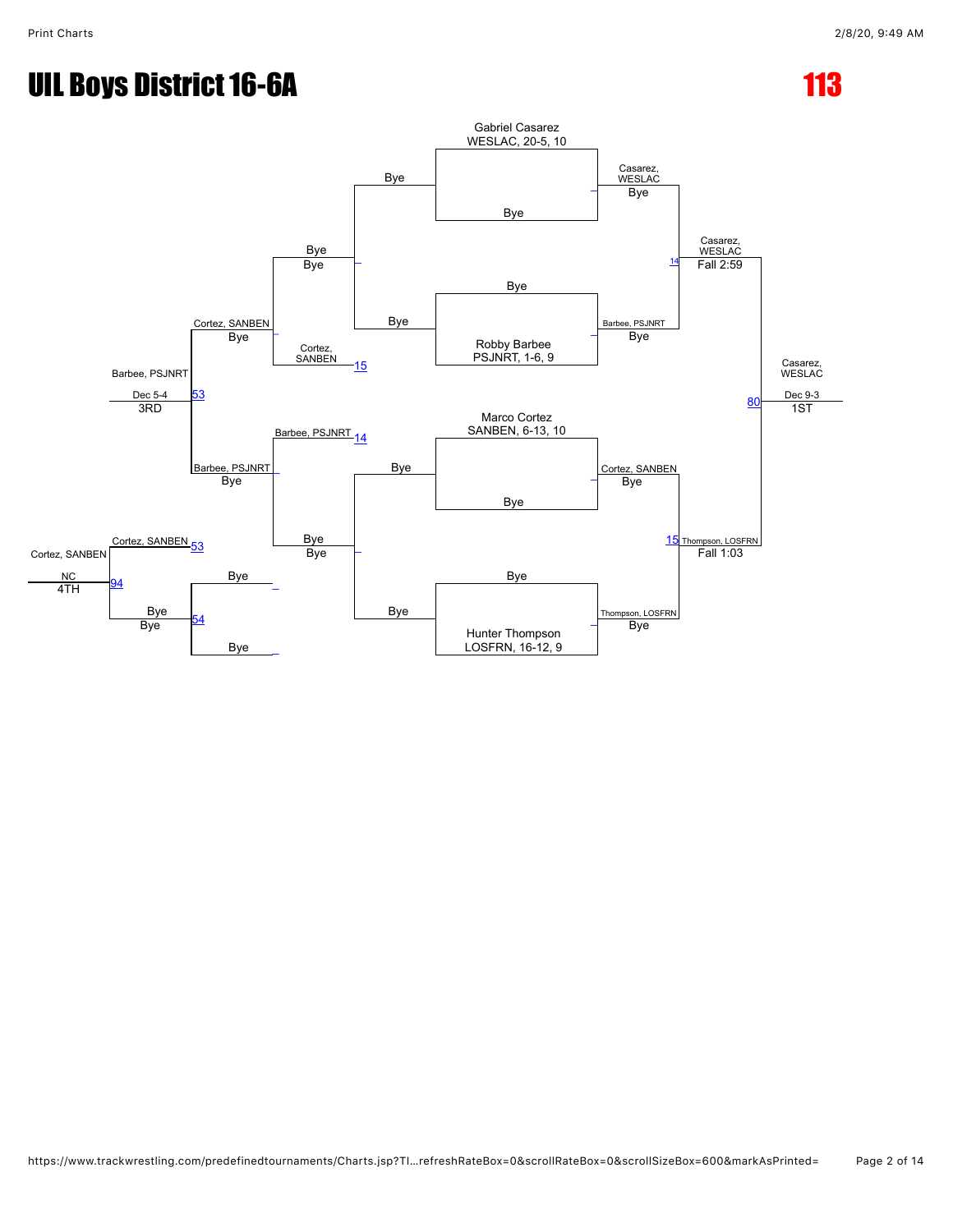# UIL Boys District 16-6A

## 113

### Championship Bracket

Gabriel Casarez
WESLAC, 20-5, 10

Bye

Casarez, WESLAC
Bye

Bye

Robby Barbee
PSJNRT, 1-6, 9

Barbee, PSJNRT
Bye

Casarez, WESLAC
Fall 2:59
14

Marco Cortez
SANBEN, 6-13, 10

Bye

Cortez, SANBEN
Bye

Bye

Hunter Thompson
LOSFRN, 16-12, 9

Thompson, LOSFRN
Bye

Thompson, LOSFRN
Fall 1:03
15

Casarez, WESLAC
Dec 9-3
80
1ST

### Consolation Bracket

Bye
Bye

Bye
Bye

Cortez, SANBEN
15

Barbee, PSJNRT
14

Bye
Bye

Bye
Bye

Cortez, SANBEN
Bye

Barbee, PSJNRT
Bye

Barbee, PSJNRT
Dec 5-4
53
3RD

Cortez, SANBEN
53

Bye

Bye

Bye
Bye
54

Cortez, SANBEN
NC
94
4TH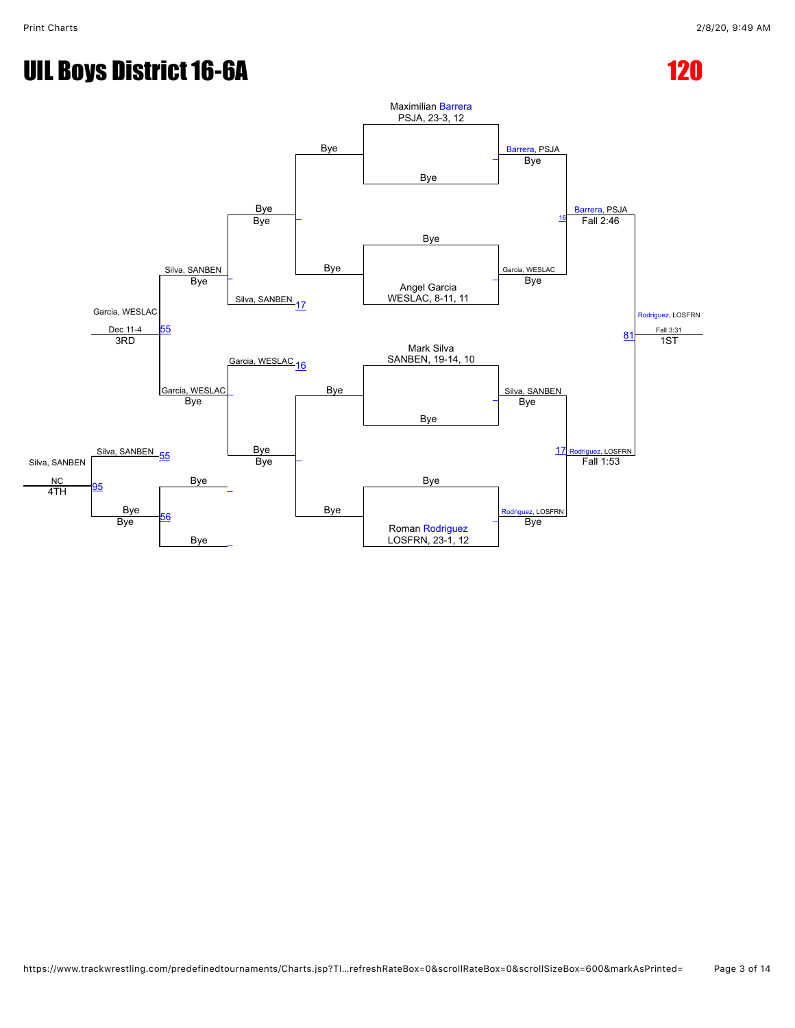# UIL Boys District 16-6A

# 120

## Championship Bracket

**Quarterfinals / Seeds**

- Maximilian Barrera, PSJA, 23-3, 12 vs Bye — Barrera, PSJA (Bye)
- Bye vs Angel Garcia, WESLAC, 8-11, 11 — Garcia, WESLAC (Bye)
- Mark Silva, SANBEN, 19-14, 10 vs Bye — Silva, SANBEN (Bye)
- Bye vs Roman Rodriguez, LOSFRN, 23-1, 12 — Rodriguez, LOSFRN (Bye)

**Semifinals**

- Barrera, PSJA vs Garcia, WESLAC — Barrera, PSJA (Fall 2:46) [16]
- Silva, SANBEN vs Rodriguez, LOSFRN — Rodriguez, LOSFRN (Fall 1:53) [17]

**Final**

- Barrera, PSJA vs Rodriguez, LOSFRN — Rodriguez, LOSFRN (Fall 3:31) [81] — **1ST**

## Consolation Bracket

- Bye vs Bye — Bye
- Bye vs Silva, SANBEN [17] — Silva, SANBEN (Bye)
- Garcia, WESLAC [16] vs Bye — Garcia, WESLAC (Bye)
- Silva, SANBEN vs Garcia, WESLAC — Garcia, WESLAC (Dec 11-4) [55] — **3RD**
- Bye vs Bye [56] — Bye (Bye)
- Silva, SANBEN [55] vs Bye — Silva, SANBEN (NC) [95] — **4TH**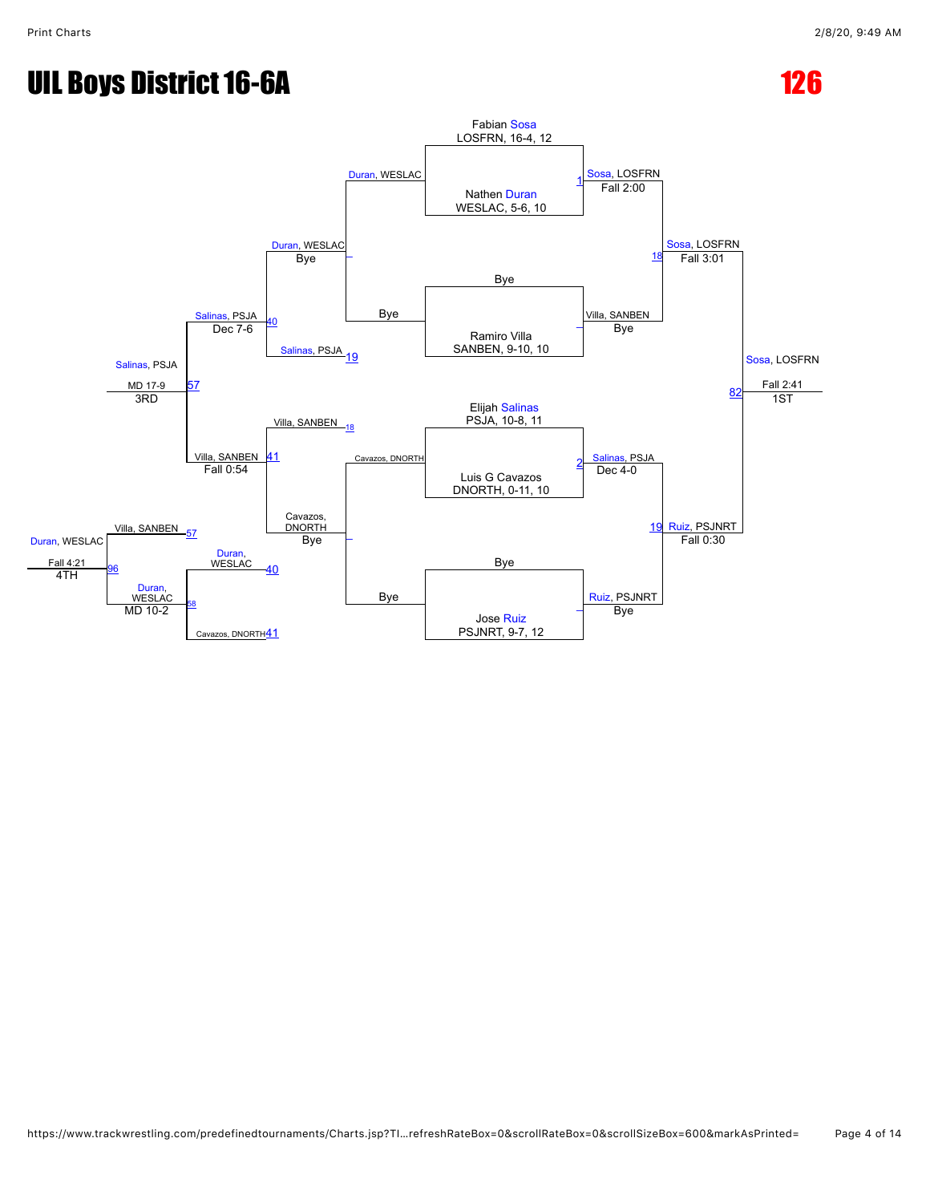# UIL Boys District 16-6A

## 126

### Championship Bracket

**Match 1**
- Fabian Sosa, LOSFRN, 16-4, 12
- Nathen Duran, WESLAC, 5-6, 10
- Winner: Sosa, LOSFRN — Fall 2:00

**Bye bracket**
- Bye
- Ramiro Villa, SANBEN, 9-10, 10
- Winner: Villa, SANBEN — Bye

**Match 2**
- Elijah Salinas, PSJA, 10-8, 11
- Luis G Cavazos, DNORTH, 0-11, 10
- Winner: Salinas, PSJA — Dec 4-0

**Bye bracket**
- Bye
- Jose Ruiz, PSJNRT, 9-7, 12
- Winner: Ruiz, PSJNRT — Bye

**Match 18**
- Sosa, LOSFRN vs. Villa, SANBEN
- Winner: Sosa, LOSFRN — Fall 3:01

**Match 19**
- Salinas, PSJA vs. Ruiz, PSJNRT
- Winner: Ruiz, PSJNRT — Fall 0:30

**Match 82 (1ST)**
- Sosa, LOSFRN vs. Ruiz, PSJNRT
- Winner: Sosa, LOSFRN — Fall 2:41 — 1ST

### Consolation Bracket

- Duran, WESLAC vs. Bye — Duran, WESLAC — Bye
- Cavazos, DNORTH vs. Bye — Cavazos, DNORTH — Bye

**Match 40**
- Duran, WESLAC vs. Salinas, PSJA (loser of 19)
- Winner: Salinas, PSJA — Dec 7-6

**Match 41**
- Villa, SANBEN (loser of 18) vs. Cavazos, DNORTH
- Winner: Villa, SANBEN — Fall 0:54

**Match 57 (3RD)**
- Salinas, PSJA vs. Villa, SANBEN
- Winner: Salinas, PSJA — MD 17-9 — 3RD

**Match 58**
- Duran, WESLAC (loser of 40) vs. Cavazos, DNORTH (loser of 41)
- Winner: Duran, WESLAC — MD 10-2

**Match 96 (4TH)**
- Villa, SANBEN (loser of 57) vs. Duran, WESLAC
- Winner: Duran, WESLAC — Fall 4:21 — 4TH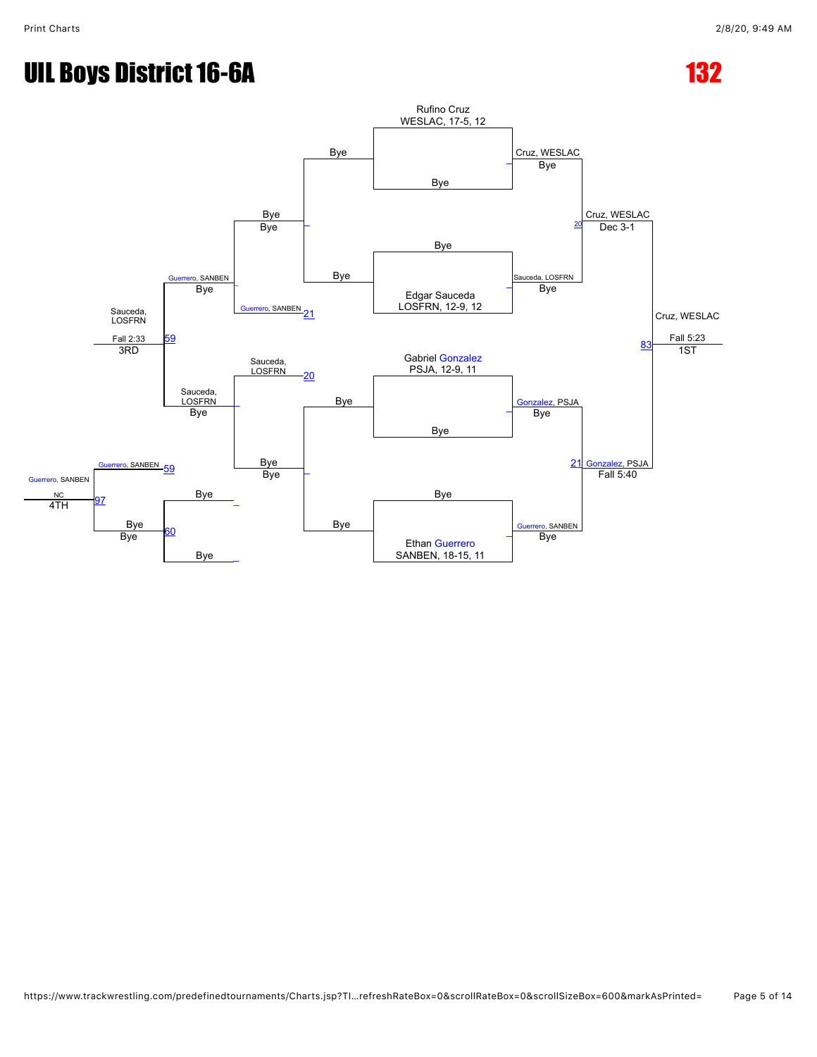# UIL Boys District 16-6A

## 132

### Championship Bracket

- Rufino Cruz, WESLAC, 17-5, 12 vs Bye → Cruz, WESLAC (Bye)
- Bye vs Edgar Sauceda, LOSFRN, 12-9, 12 → Sauceda, LOSFRN (Bye)
- Cruz, WESLAC vs Sauceda, LOSFRN → Cruz, WESLAC (Dec 3-1) [20]
- Gabriel Gonzalez, PSJA, 12-9, 11 vs Bye → Gonzalez, PSJA (Bye)
- Bye vs Ethan Guerrero, SANBEN, 18-15, 11 → Guerrero, SANBEN (Bye)
- Gonzalez, PSJA vs Guerrero, SANBEN → Gonzalez, PSJA (Fall 5:40) [21]
- Cruz, WESLAC vs Gonzalez, PSJA → Cruz, WESLAC (Fall 5:23) [83] — 1ST

### Consolation Bracket

- Bye vs Bye → Bye
- Bye vs Guerrero, SANBEN → Guerrero, SANBEN [21]
- Bye vs Guerrero, SANBEN → Guerrero, SANBEN (Bye)
- Sauceda, LOSFRN vs Bye → Sauceda, LOSFRN [20]
- Bye vs Bye → Bye
- Sauceda, LOSFRN vs Bye → Sauceda, LOSFRN (Bye)
- Guerrero, SANBEN vs Sauceda, LOSFRN → Sauceda, LOSFRN (Fall 2:33) [59] — 3RD
- Bye vs Bye → Bye [60]
- Guerrero, SANBEN [59] vs Bye → Guerrero, SANBEN (NC) [97] — 4TH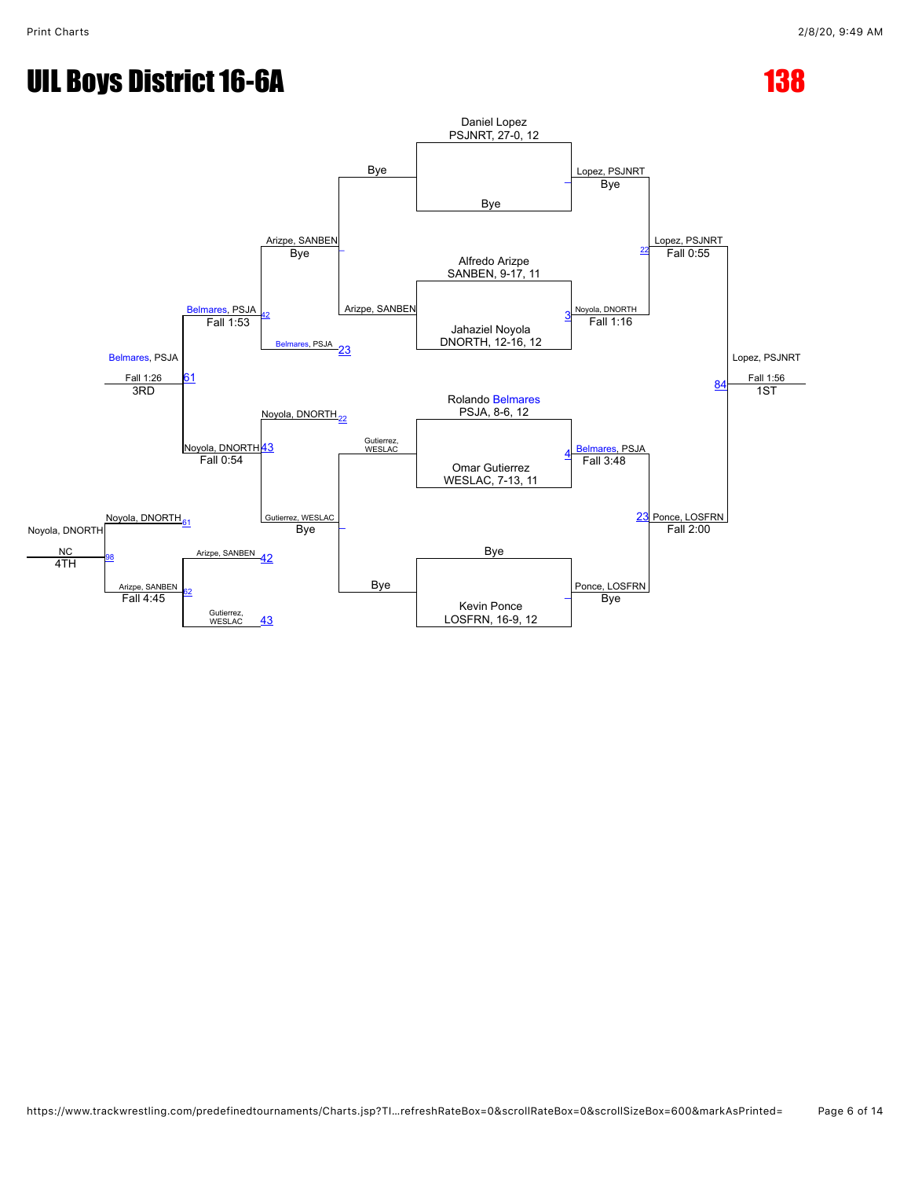# UIL Boys District 16-6A

## 138

### Championship Bracket

**Round 1**

- Daniel Lopez (PSJNRT, 27-0, 12) vs Bye — Lopez, PSJNRT (Bye)
- Alfredo Arizpe (SANBEN, 9-17, 11) vs Jahaziel Noyola (DNORTH, 12-16, 12) — Noyola, DNORTH (Fall 1:16) [3]
- Rolando Belmares (PSJA, 8-6, 12) vs Omar Gutierrez (WESLAC, 7-13, 11) — Belmares, PSJA (Fall 3:48) [4]
- Bye vs Kevin Ponce (LOSFRN, 16-9, 12) — Ponce, LOSFRN (Bye)

**Semifinals**

- Lopez, PSJNRT vs Noyola, DNORTH — Lopez, PSJNRT (Fall 0:55) [22]
- Belmares, PSJA vs Ponce, LOSFRN — Ponce, LOSFRN (Fall 2:00) [23]

**Final**

- Lopez, PSJNRT vs Ponce, LOSFRN — Lopez, PSJNRT (Fall 1:56) [84] — 1ST

### Consolation Bracket

**Consolation Round 1**

- Bye vs Arizpe, SANBEN — Arizpe, SANBEN (Bye)
- Gutierrez, WESLAC vs Bye — Gutierrez, WESLAC (Bye)

**Consolation Round 2**

- Arizpe, SANBEN vs Belmares, PSJA [23] — Belmares, PSJA (Fall 1:53) [42]
- Noyola, DNORTH [22] vs Gutierrez, WESLAC — Noyola, DNORTH (Fall 0:54) [43]

**3rd Place**

- Belmares, PSJA vs Noyola, DNORTH — Belmares, PSJA (Fall 1:26) [61] — 3RD

**5th Place Bracket**

- Arizpe, SANBEN [42] vs Gutierrez, WESLAC [43] — Arizpe, SANBEN (Fall 4:45) [62]

**4th Place**

- Noyola, DNORTH [61] vs Arizpe, SANBEN [62] — Noyola, DNORTH (NC) [98] — 4TH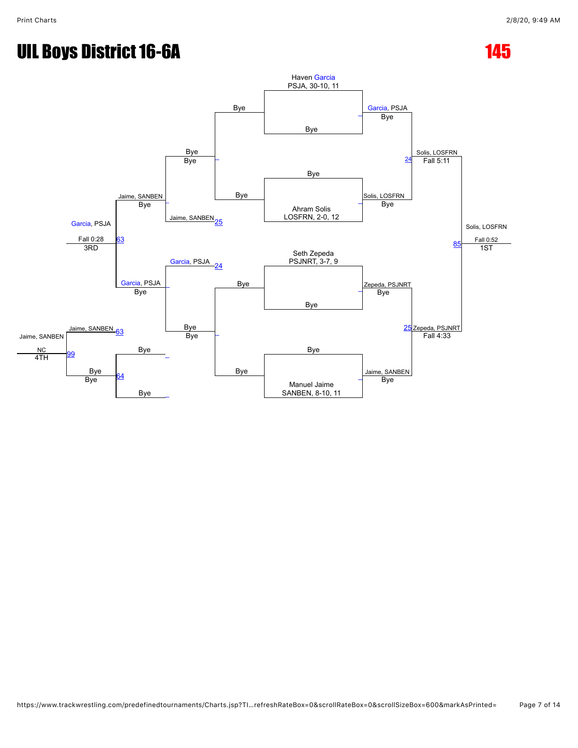# UIL Boys District 16-6A

# 145

**Championship Bracket**

Haven Garcia
PSJA, 30-10, 11

Bye

Bye

Ahram Solis
LOSFRN, 2-0, 12

Seth Zepeda
PSJNRT, 3-7, 9

Bye

Bye

Manuel Jaime
SANBEN, 8-10, 11

Garcia, PSJA
Bye

Solis, LOSFRN
Bye

Zepeda, PSJNRT
Bye

Jaime, SANBEN
Bye

Solis, LOSFRN
Fall 5:11 (24)

Zepeda, PSJNRT
Fall 4:33 (25)

Solis, LOSFRN
Fall 0:52 (85)
1ST

**Consolation Bracket**

Bye
Bye

Jaime, SANBEN (25)

Garcia, PSJA (24)

Bye
Bye

Jaime, SANBEN
Bye

Garcia, PSJA
Bye

Garcia, PSJA
Fall 0:28 (63)
3RD

Jaime, SANBEN (63)

Bye

Bye

Bye
Bye (64)

Jaime, SANBEN
NC (99)
4TH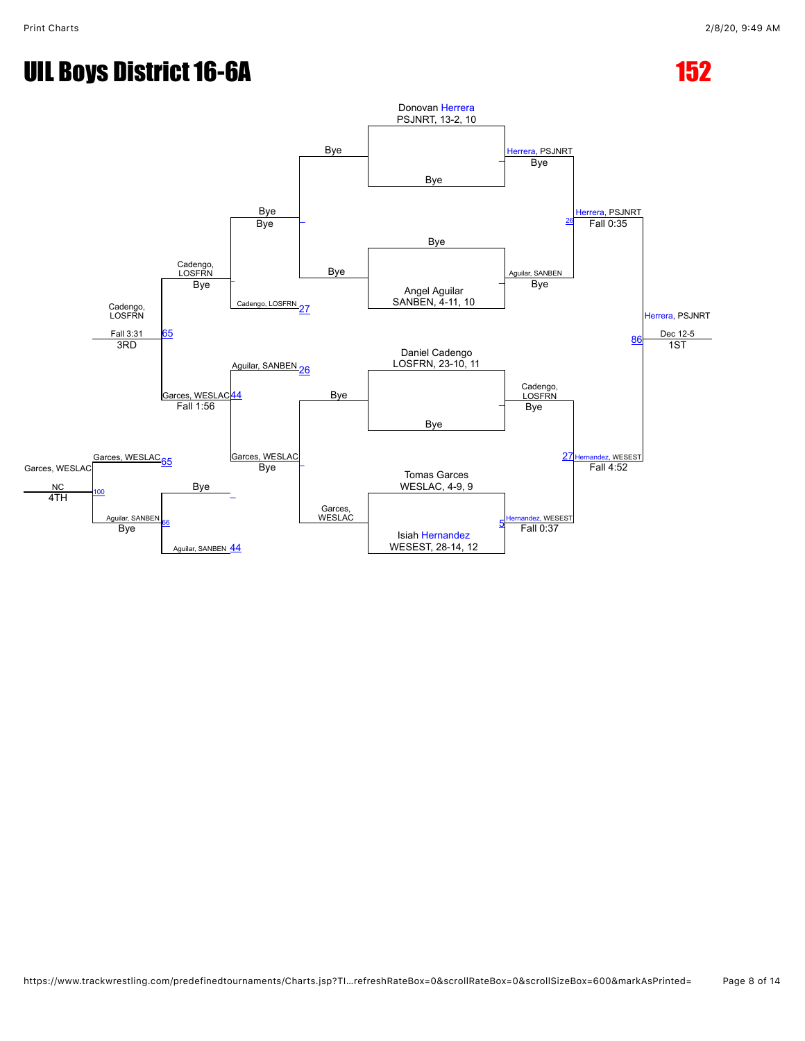# UIL Boys District 16-6A

# 152

## Championship Bracket

**Round 1**

- Donovan Herrera, PSJNRT, 13-2, 10 vs. Bye — Herrera, PSJNRT (Bye)
- Bye vs. Angel Aguilar, SANBEN, 4-11, 10 — Aguilar, SANBEN (Bye)
- Daniel Cadengo, LOSFRN, 23-10, 11 vs. Bye — Cadengo, LOSFRN (Bye)
- Tomas Garces, WESLAC, 4-9, 9 vs. Isiah Hernandez, WESEST, 28-14, 12 — Hernandez, WESEST (Fall 0:37) [5]

**Semifinals**

- Herrera, PSJNRT vs. Aguilar, SANBEN — Herrera, PSJNRT (Fall 0:35) [26]
- Cadengo, LOSFRN vs. Hernandez, WESEST — Hernandez, WESEST (Fall 4:52) [27]

**Final**

- Herrera, PSJNRT vs. Hernandez, WESEST — Herrera, PSJNRT (Dec 12-5) [86] — 1ST

## Consolation Bracket

- Bye vs. Bye
- Bye vs. Garces, WESLAC — Garces, WESLAC (Bye)
- Bye vs. Aguilar, SANBEN [44] — Aguilar, SANBEN (Bye)
- Bye vs. Cadengo, LOSFRN [27] — Cadengo, LOSFRN (Bye)
- Aguilar, SANBEN [26] vs. Garces, WESLAC — Garces, WESLAC (Fall 1:56) [44]
- Cadengo, LOSFRN vs. Garces, WESLAC — Cadengo, LOSFRN (Fall 3:31) [65] — 3RD
- Garces, WESLAC [65] vs. Aguilar, SANBEN [66] — Aguilar, SANBEN (Bye)
- Garces, WESLAC (NC) [100] — 4TH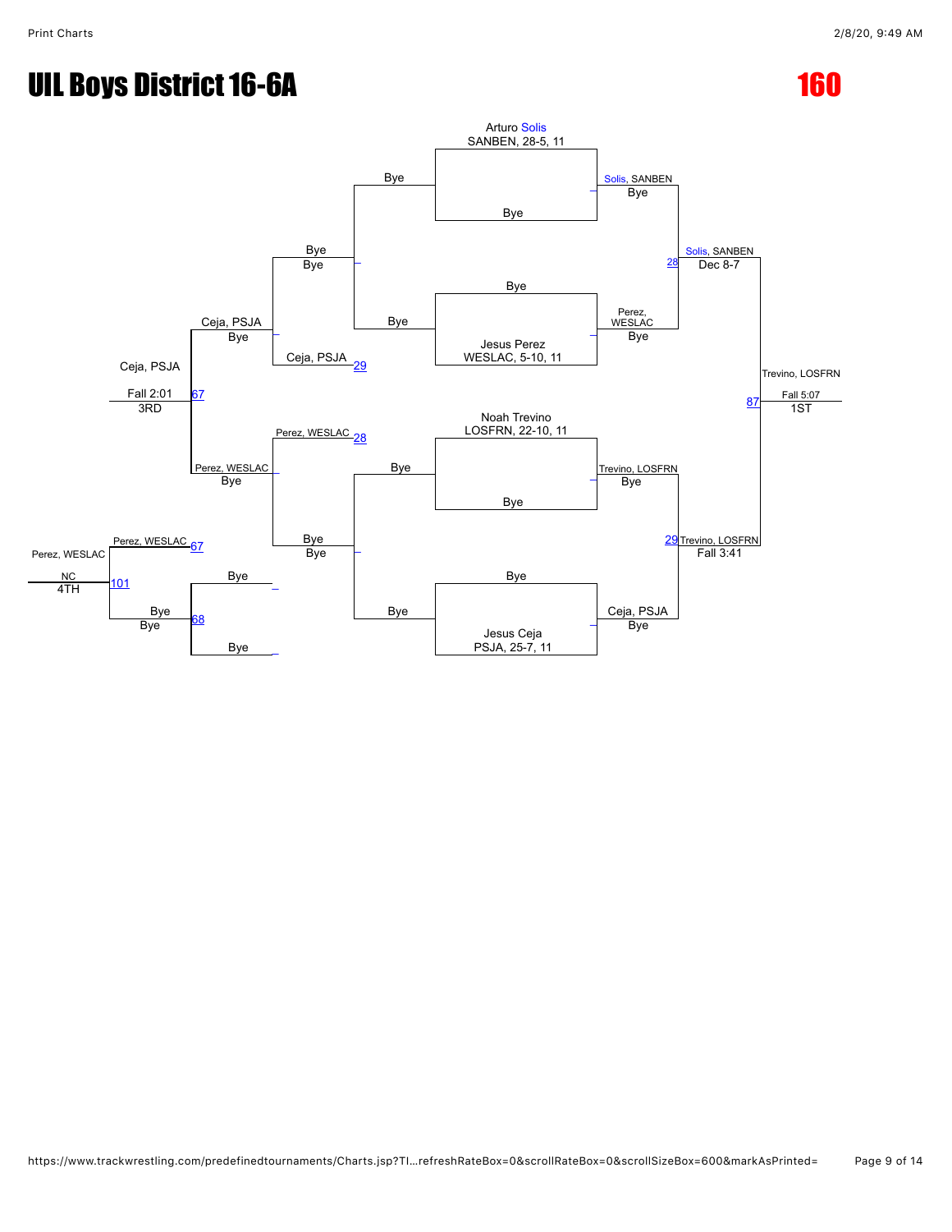# UIL Boys District 16-6A

## 160

### Championship Bracket

- Arturo Solis, SANBEN, 28-5, 11 vs Bye → Solis, SANBEN (Bye)
- Bye vs Jesus Perez, WESLAC, 5-10, 11 → Perez, WESLAC (Bye)
- Noah Trevino, LOSFRN, 22-10, 11 vs Bye → Trevino, LOSFRN (Bye)
- Bye vs Jesus Ceja, PSJA, 25-7, 11 → Ceja, PSJA (Bye)

Semifinals:

- 28: Solis, SANBEN over Perez, WESLAC — Dec 8-7
- 29: Trevino, LOSFRN over Ceja, PSJA — Fall 3:41

Final:

- 87: Trevino, LOSFRN over Solis, SANBEN — Fall 5:07 — 1ST

### Consolation Bracket

- Bye vs Bye → Bye
- 29: Ceja, PSJA (Bye) → Ceja, PSJA (Bye)
- 28: Perez, WESLAC (Bye) → Perez, WESLAC (Bye)
- Bye vs Bye → Bye
- 67: Ceja, PSJA over Perez, WESLAC — Fall 2:01 — 3RD
- 68: Bye vs Bye → Bye
- 67: Perez, WESLAC
- 101: Perez, WESLAC — NC — 4TH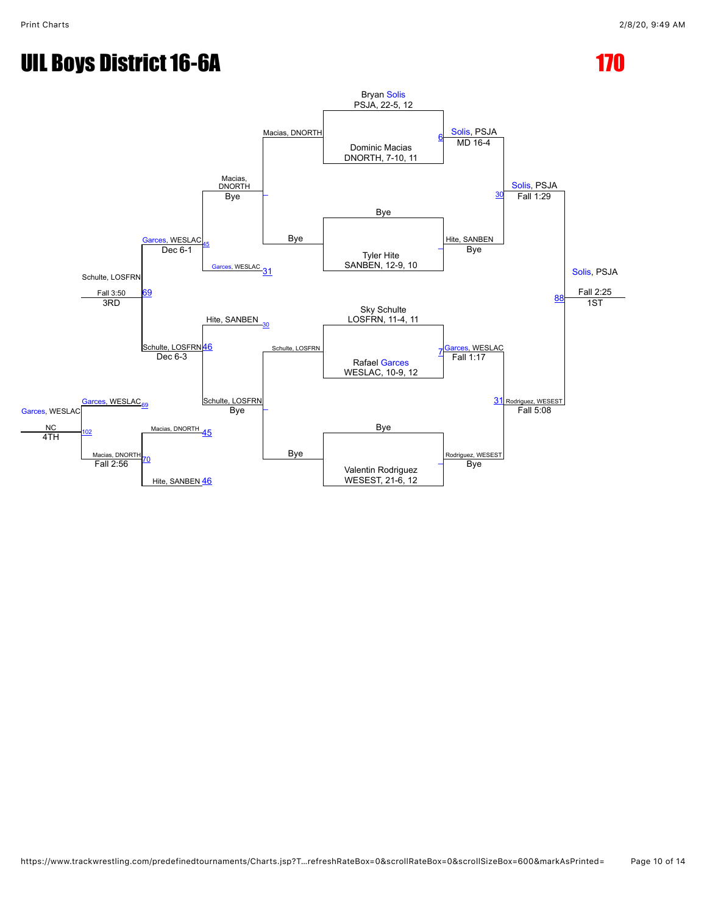# UIL Boys District 16-6A

## 170

### Championship Bracket

**Round 1**

- Bryan Solis, PSJA, 22-5, 12 vs. Dominic Macias, DNORTH, 7-10, 11 — Solis, PSJA (MD 16-4) [6]
- Bye vs. Tyler Hite, SANBEN, 12-9, 10 — Hite, SANBEN (Bye)
- Sky Schulte, LOSFRN, 11-4, 11 vs. Rafael Garces, WESLAC, 10-9, 12 — Garces, WESLAC (Fall 1:17) [7]
- Bye vs. Valentin Rodriguez, WESEST, 21-6, 12 — Rodriguez, WESEST (Bye)

**Semifinals**

- Solis, PSJA vs. Hite, SANBEN — Solis, PSJA (Fall 1:29) [30]
- Garces, WESLAC vs. Rodriguez, WESEST — Rodriguez, WESEST (Fall 5:08) [31]

**Final**

- Solis, PSJA vs. Rodriguez, WESEST — Solis, PSJA (Fall 2:25) [88] — 1ST

### Consolation Bracket

- Macias, DNORTH vs. Bye — Macias, DNORTH (Bye)
- Bye vs. Schulte, LOSFRN — Schulte, LOSFRN (Bye)
- Macias, DNORTH vs. Garces, WESLAC [31] — Garces, WESLAC (Dec 6-1) [45]
- Hite, SANBEN [30] vs. Schulte, LOSFRN — Schulte, LOSFRN (Dec 6-3) [46]
- Garces, WESLAC vs. Schulte, LOSFRN — Schulte, LOSFRN (Fall 3:50) [69] — 3RD

### 4th Place Bracket

- Macias, DNORTH [45] vs. Hite, SANBEN [46] — Macias, DNORTH (Fall 2:56) [70]
- Garces, WESLAC [69] vs. Macias, DNORTH — Garces, WESLAC (NC) [102] — 4TH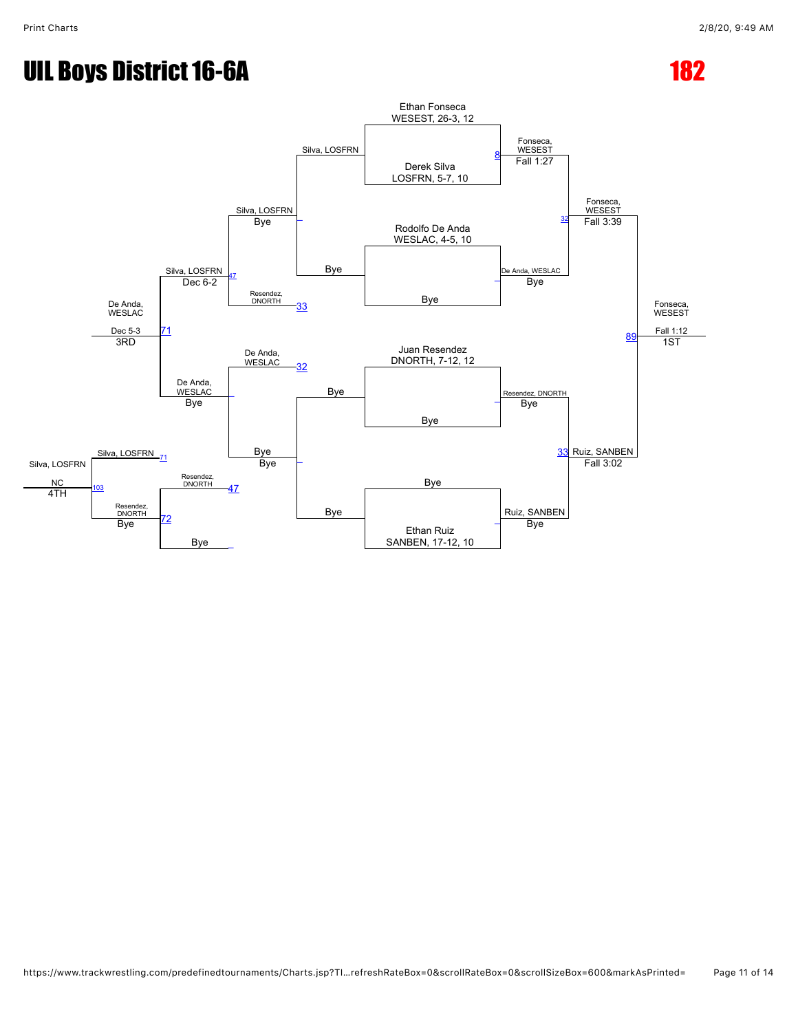# UIL Boys District 16-6A

## 182

### Championship Bracket

**First Round**

- Ethan Fonseca, WESEST, 26-3, 12 vs. Derek Silva, LOSFRN, 5-7, 10 — Fonseca, WESEST, Fall 1:27 (Bout 8)
- Rodolfo De Anda, WESLAC, 4-5, 10 vs. Bye — De Anda, WESLAC, Bye
- Juan Resendez, DNORTH, 7-12, 12 vs. Bye — Resendez, DNORTH, Bye
- Bye vs. Ethan Ruiz, SANBEN, 17-12, 10 — Ruiz, SANBEN, Bye

**Semifinals**

- Fonseca, WESEST vs. De Anda, WESLAC — Fonseca, WESEST, Fall 3:39 (Bout 32)
- Resendez, DNORTH vs. Ruiz, SANBEN — Ruiz, SANBEN, Fall 3:02 (Bout 33)

**Final**

- Fonseca, WESEST vs. Ruiz, SANBEN — Fonseca, WESEST, Fall 1:12 (Bout 89) — 1ST

### Consolation Bracket

**Consolation Round 1**

- Silva, LOSFRN vs. Bye — Silva, LOSFRN, Bye
- Bye vs. Bye — Bye

**Consolation Round 2**

- Silva, LOSFRN vs. Resendez, DNORTH — Silva, LOSFRN, Dec 6-2 (Bout 47)
- De Anda, WESLAC vs. Bye — De Anda, WESLAC, Bye

**Consolation Semifinal / 3rd Place**

- Silva, LOSFRN vs. De Anda, WESLAC — De Anda, WESLAC, Dec 5-3 (Bout 71) — 3RD

**4th Place Bracket**

- Resendez, DNORTH vs. Bye — Resendez, DNORTH, Bye (Bout 72)
- Silva, LOSFRN (Bout 71) vs. Resendez, DNORTH — Silva, LOSFRN, NC (Bout 103) — 4TH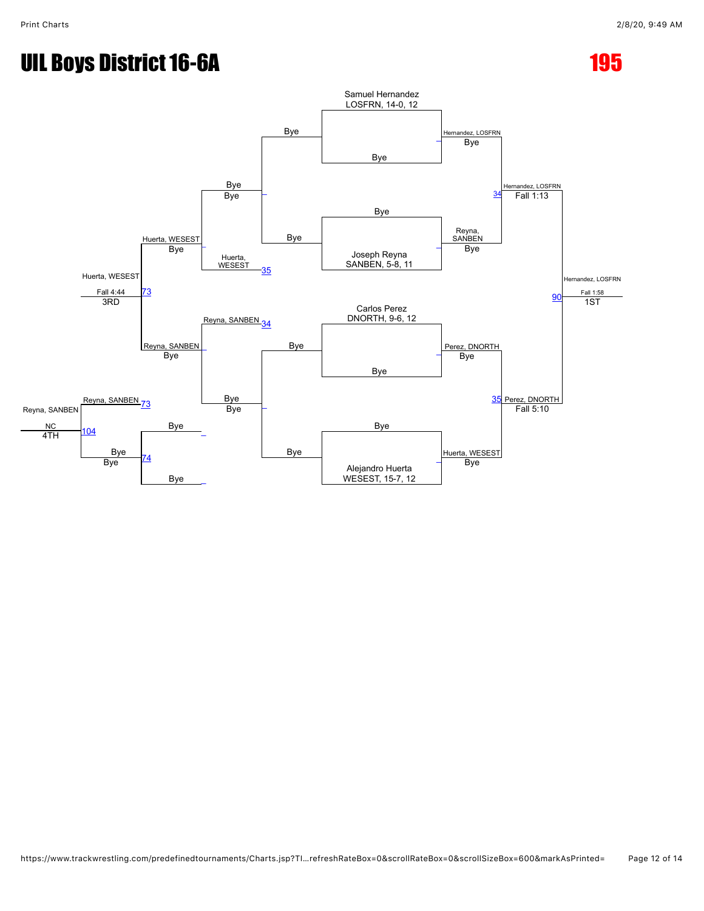# UIL Boys District 16-6A

## 195

### Championship Bracket

**Round 1**

- Samuel Hernandez, LOSFRN, 14-0, 12 vs Bye — Hernandez, LOSFRN (Bye)
- Bye vs Joseph Reyna, SANBEN, 5-8, 11 — Reyna, SANBEN (Bye)
- Carlos Perez, DNORTH, 9-6, 12 vs Bye — Perez, DNORTH (Bye)
- Bye vs Alejandro Huerta, WESEST, 15-7, 12 — Huerta, WESEST (Bye)

**Semifinals**

- Match 34: Hernandez, LOSFRN vs Reyna, SANBEN — Hernandez, LOSFRN (Fall 1:13)
- Match 35: Perez, DNORTH vs Huerta, WESEST — Perez, DNORTH (Fall 5:10)

**Final**

- Match 90: Hernandez, LOSFRN vs Perez, DNORTH — Hernandez, LOSFRN (Fall 1:58) — 1ST

### Consolation Bracket

- Bye vs Bye
- Bye vs Bye
- Match 35 loser: Huerta, WESEST
- Match 34 loser: Reyna, SANBEN
- Huerta, WESEST — Bye
- Reyna, SANBEN — Bye
- Bye vs Bye (Match 74) — Bye
- Match 73: Huerta, WESEST vs Reyna, SANBEN — Huerta, WESEST (Fall 4:44) — 3RD
- Match 73: Reyna, SANBEN
- Match 104: Reyna, SANBEN vs Bye — Reyna, SANBEN (NC) — 4TH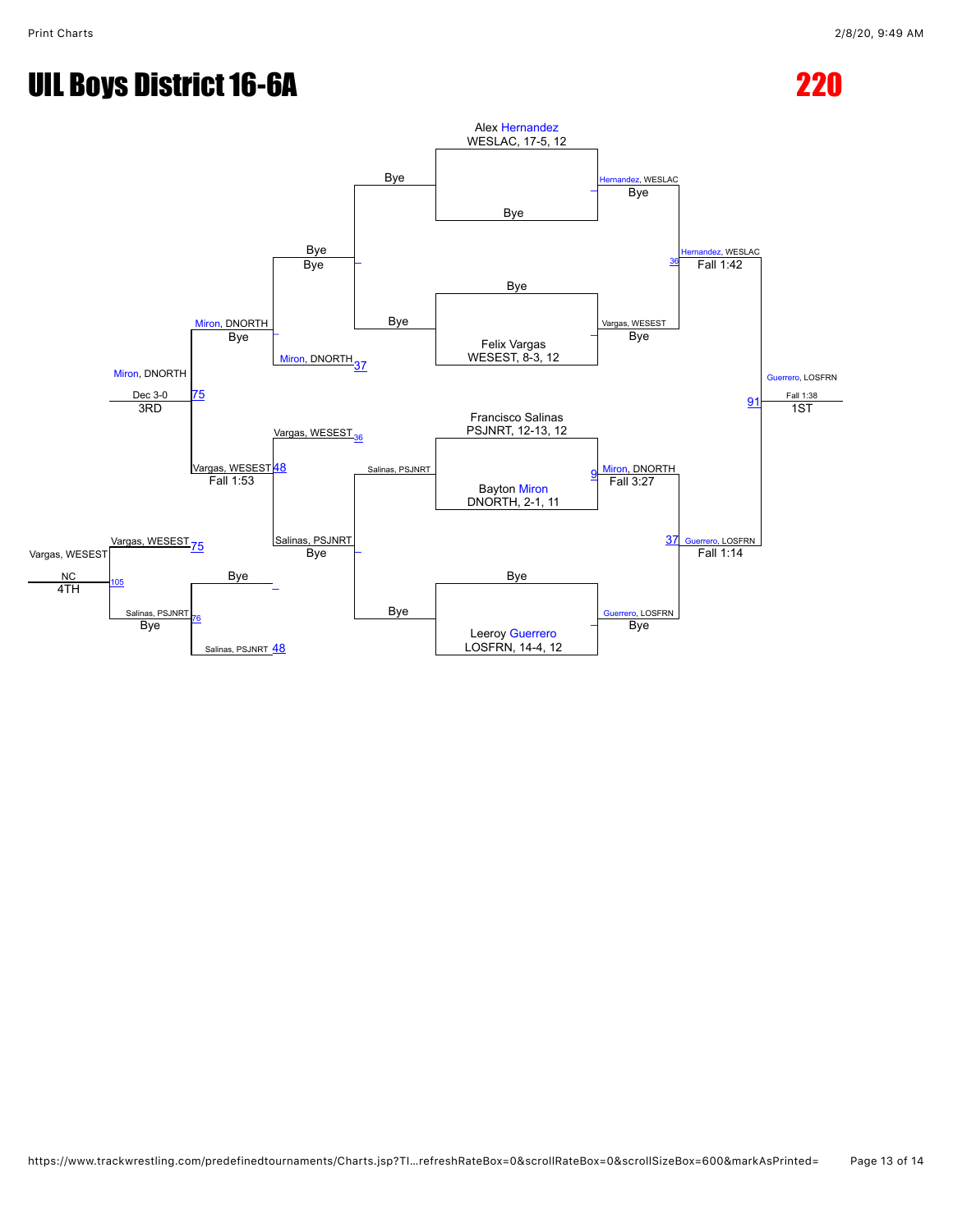# UIL Boys District 16-6A

# 220

**Championship Bracket**

| Round | Match | Wrestler 1 | Wrestler 2 | Winner | Result |
|---|---|---|---|---|---|
| Quarterfinal | – | Alex Hernandez, WESLAC, 17-5, 12 | Bye | Hernandez, WESLAC | Bye |
| Quarterfinal | – | Bye | Felix Vargas, WESEST, 8-3, 12 | Vargas, WESEST | Bye |
| Quarterfinal | 9 | Francisco Salinas, PSJNRT, 12-13, 12 | Bayton Miron, DNORTH, 2-1, 11 | Miron, DNORTH | Fall 3:27 |
| Quarterfinal | – | Bye | Leeroy Guerrero, LOSFRN, 14-4, 12 | Guerrero, LOSFRN | Bye |
| Semifinal | 36 | Hernandez, WESLAC | Vargas, WESEST | Hernandez, WESLAC | Fall 1:42 |
| Semifinal | 37 | Miron, DNORTH | Guerrero, LOSFRN | Guerrero, LOSFRN | Fall 1:14 |
| Final (1ST) | 91 | Hernandez, WESLAC | Guerrero, LOSFRN | Guerrero, LOSFRN | Fall 1:38 |

**Consolation Bracket**

| Round | Match | Wrestler 1 | Wrestler 2 | Winner | Result |
|---|---|---|---|---|---|
| Cons. | – | Bye | Bye | Bye | Bye |
| Cons. | – | Salinas, PSJNRT | Bye | Salinas, PSJNRT | Bye |
| Cons. | – | Bye | Miron, DNORTH (37) | Miron, DNORTH | Bye |
| Cons. | 48 | Vargas, WESEST (36) | Salinas, PSJNRT | Vargas, WESEST | Fall 1:53 |
| 3RD | 75 | Miron, DNORTH | Vargas, WESEST | Miron, DNORTH | Dec 3-0 |
| Cons. | 76 | Bye | Salinas, PSJNRT (48) | Salinas, PSJNRT | Bye |
| 4TH | 105 | Vargas, WESEST (75) | Salinas, PSJNRT (76) | Vargas, WESEST | NC |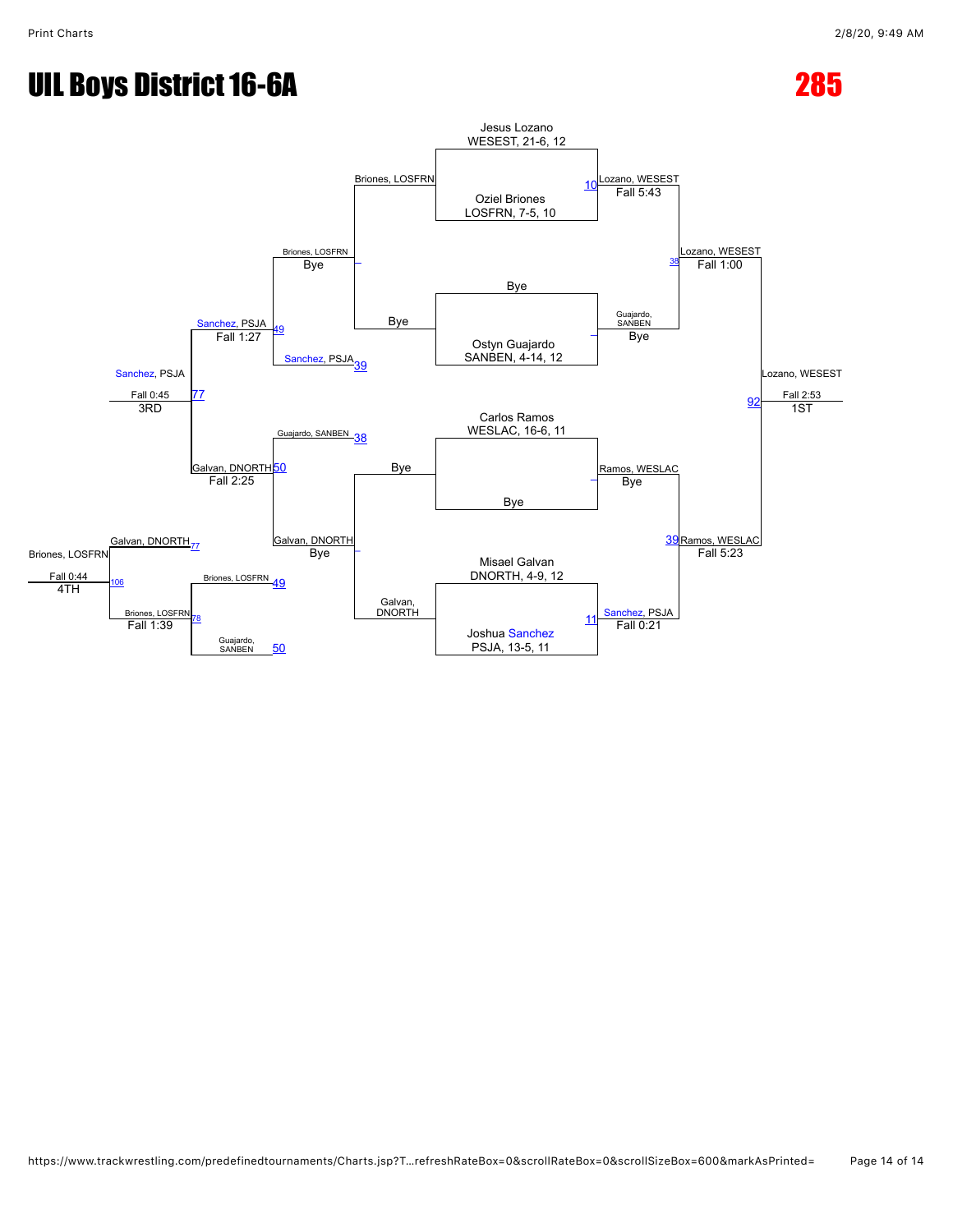# UIL Boys District 16-6A

# 285

Jesus Lozano
WESEST, 21-6, 12

Oziel Briones
LOSFRN, 7-5, 10

Bye

Ostyn Guajardo
SANBEN, 4-14, 12

Carlos Ramos
WESLAC, 16-6, 11

Bye

Misael Galvan
DNORTH, 4-9, 12

Joshua Sanchez
PSJA, 13-5, 11

Briones, LOSFRN

Bye

10 Lozano, WESEST
Fall 5:43

Guajardo, SANBEN
Bye

38 Lozano, WESEST
Fall 1:00

Bye

Ramos, WESLAC
Bye

Galvan, DNORTH

11 Sanchez, PSJA
Fall 0:21

39 Ramos, WESLAC
Fall 5:23

92 Lozano, WESEST
Fall 2:53
1ST

Briones, LOSFRN
Bye

Sanchez, PSJA 39

Guajardo, SANBEN 38

Galvan, DNORTH
Bye

Sanchez, PSJA 49
Fall 1:27

Galvan, DNORTH 50
Fall 2:25

Sanchez, PSJA
Fall 0:45
77
3RD

Briones, LOSFRN 49

Guajardo, SANBEN 50

Briones, LOSFRN 78
Fall 1:39

Galvan, DNORTH 77

Briones, LOSFRN
Fall 0:44
106
4TH